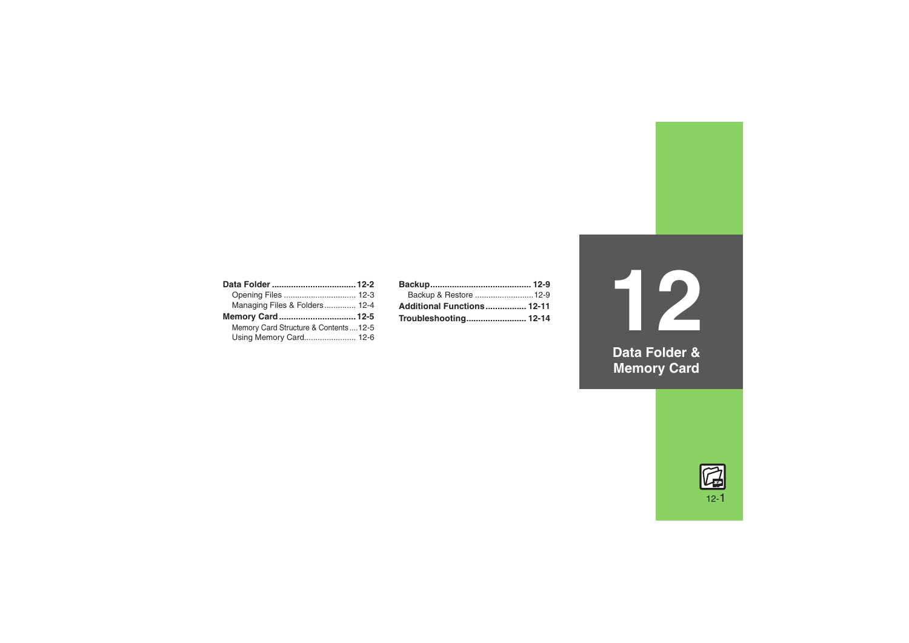# 12 Data Folder & Memory Card

**Data Folder** .................................. 12-2
- Opening Files .............................. 12-3
- Managing Files & Folders .............. 12-4

**Memory Card** ............................... 12-5
- Memory Card Structure & Contents .... 12-5
- Using Memory Card ...................... 12-6

**Backup** ......................................... 12-9
- Backup & Restore .......................... 12-9

**Additional Functions** ................ 12-11

**Troubleshooting** ........................ 12-14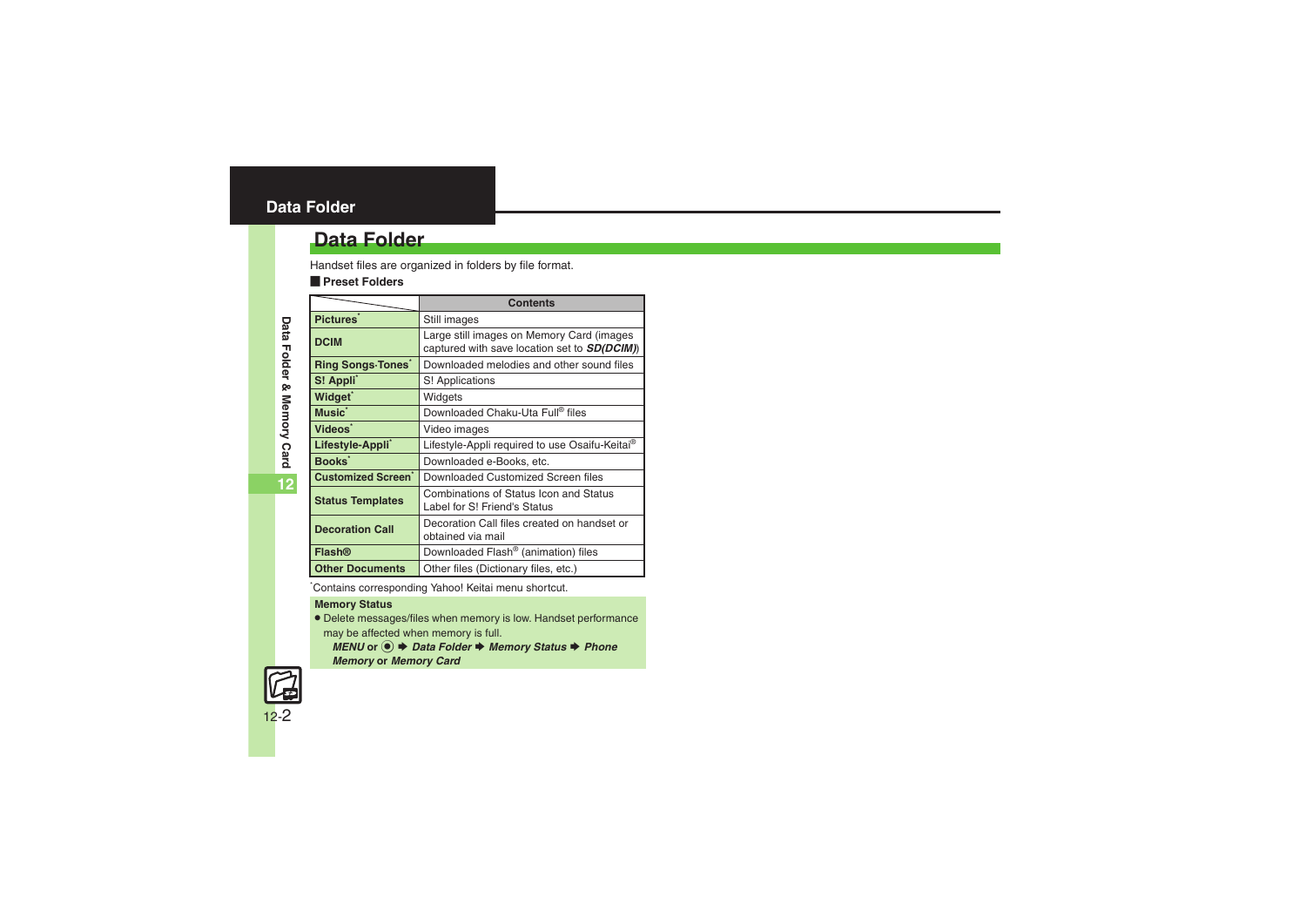# Data Folder

Handset files are organized in folders by file format.

■ **Preset Folders**

| | Contents |
|---|---|
| **Pictures*** | Still images |
| **DCIM** | Large still images on Memory Card (images captured with save location set to ***SD(DCIM)***) |
| **Ring Songs·Tones*** | Downloaded melodies and other sound files |
| **S! Appli*** | S! Applications |
| **Widget*** | Widgets |
| **Music*** | Downloaded Chaku-Uta Full® files |
| **Videos*** | Video images |
| **Lifestyle-Appli*** | Lifestyle-Appli required to use Osaifu-Keitai® |
| **Books*** | Downloaded e-Books, etc. |
| **Customized Screen*** | Downloaded Customized Screen files |
| **Status Templates** | Combinations of Status Icon and Status Label for S! Friend's Status |
| **Decoration Call** | Decoration Call files created on handset or obtained via mail |
| **Flash®** | Downloaded Flash® (animation) files |
| **Other Documents** | Other files (Dictionary files, etc.) |

*Contains corresponding Yahoo! Keitai menu shortcut.

**Memory Status**

- Delete messages/files when memory is low. Handset performance may be affected when memory is full.
  ***MENU*** **or** ◉ ➡ ***Data Folder*** ➡ ***Memory Status*** ➡ ***Phone Memory*** **or** ***Memory Card***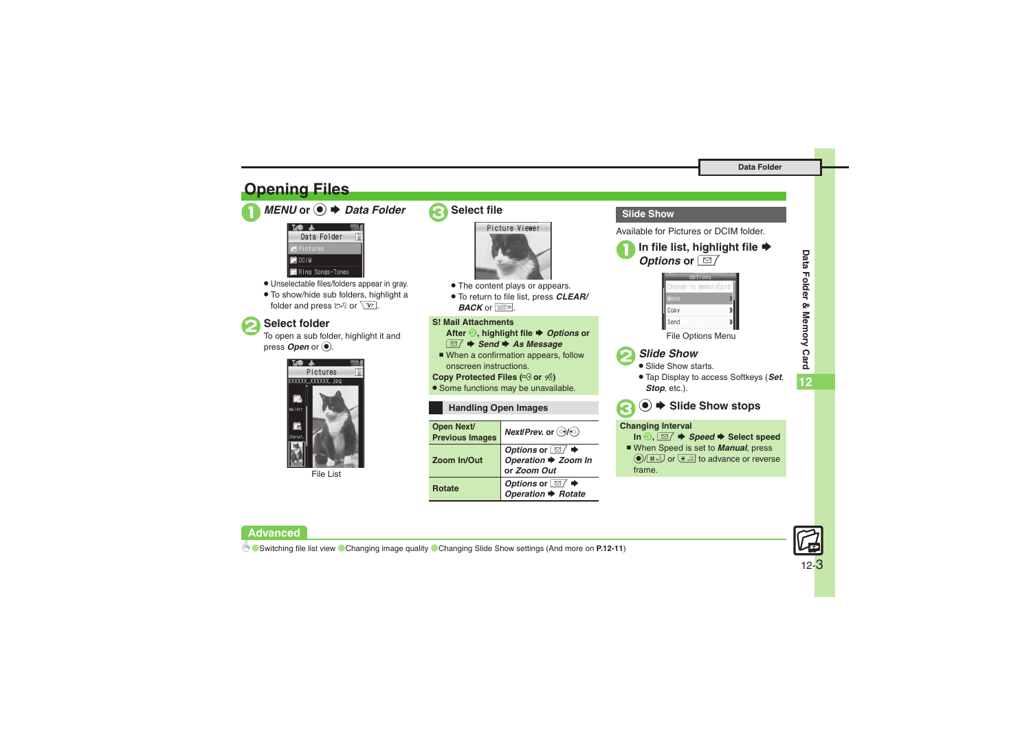# Opening Files

**1** *MENU* or ● ➡ *Data Folder*

- Unselectable files/folders appear in gray.
- To show/hide sub folders, highlight a folder and press or .

**2** **Select folder**

To open a sub folder, highlight it and press *Open* or ●.

File List

**3** **Select file**

- The content plays or appears.
- To return to file list, press *CLEAR/BACK* or .

**S! Mail Attachments**

After **2**, highlight file ➡ *Options* or ➡ *Send* ➡ *As Message*

- When a confirmation appears, follow onscreen instructions.

**Copy Protected Files** ( or )

- Some functions may be unavailable.

## Handling Open Images

| | |
|---|---|
| Open Next/ Previous Images | *Next/Prev.* or / |
| Zoom In/Out | *Options* or ➡ *Operation* ➡ *Zoom In* or *Zoom Out* |
| Rotate | *Options* or ➡ *Operation* ➡ *Rotate* |

## Slide Show

Available for Pictures or DCIM folder.

**1** **In file list, highlight file** ➡ *Options* **or**

File Options Menu

**2** *Slide Show*

- Slide Show starts.
- Tap Display to access Softkeys (*Set*, *Stop*, etc.).

**3** ● ➡ **Slide Show stops**

**Changing Interval**

In **2**, ➡ *Speed* ➡ **Select speed**

- When Speed is set to *Manual*, press ●/ or to advance or reverse frame.

**Advanced**

Switching file list view · Changing image quality · Changing Slide Show settings (And more on **P.12-11**)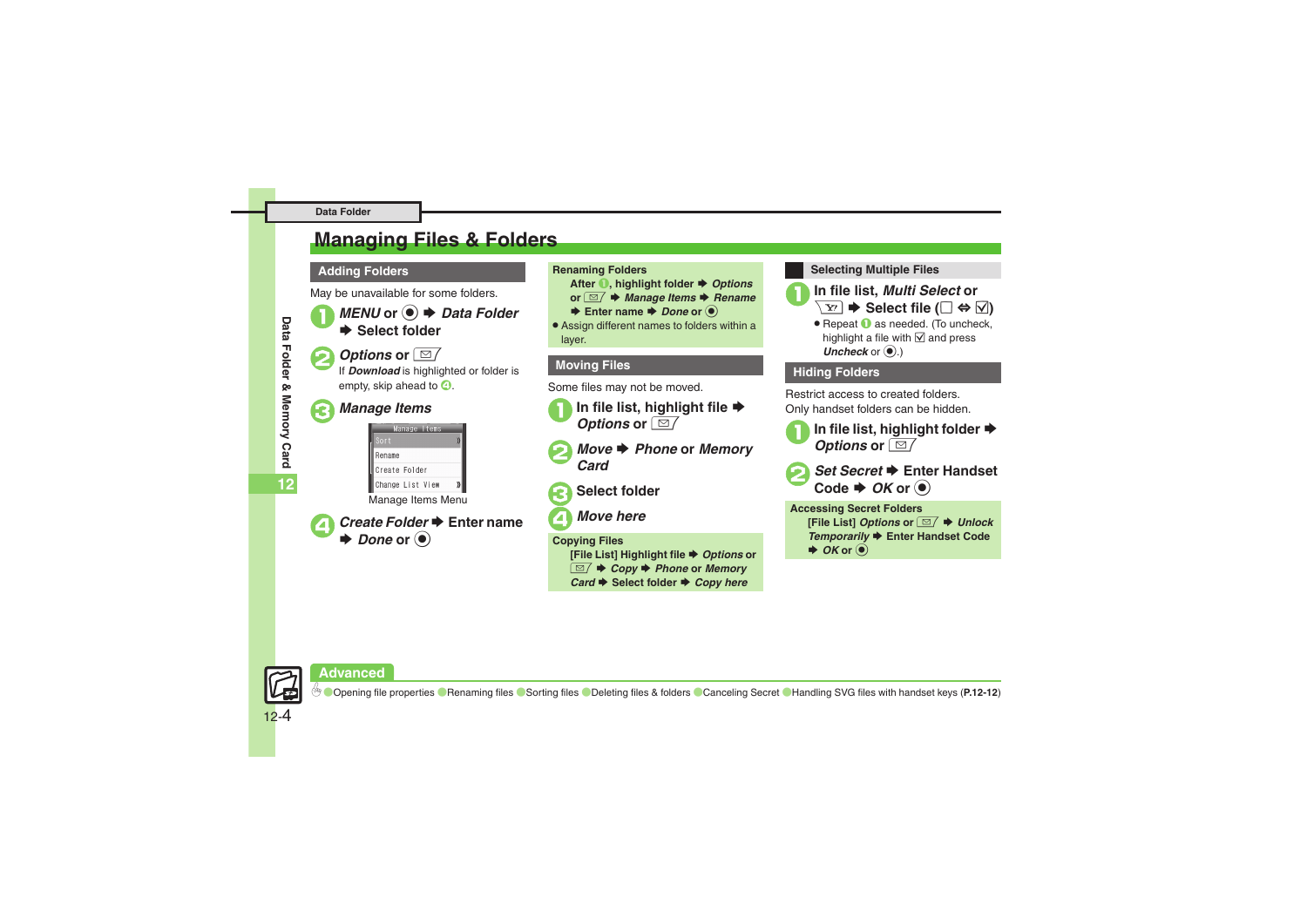# Managing Files & Folders

## Adding Folders

May be unavailable for some folders.

1. *MENU* or ● ➡ *Data Folder* ➡ Select folder
2. *Options* or ✉
   If *Download* is highlighted or folder is empty, skip ahead to 4.
3. *Manage Items*

   Manage Items
   Sort
   Rename
   Create Folder
   Change List View

   Manage Items Menu
4. *Create Folder* ➡ Enter name ➡ *Done* or ●

### Renaming Folders

After 1, highlight folder ➡ *Options* or ✉ ➡ *Manage Items* ➡ *Rename* ➡ Enter name ➡ *Done* or ●

- Assign different names to folders within a layer.

## Moving Files

Some files may not be moved.

1. In file list, highlight file ➡ *Options* or ✉
2. *Move* ➡ *Phone* or *Memory Card*
3. Select folder
4. *Move here*

### Copying Files

[File List] Highlight file ➡ *Options* or ✉ ➡ *Copy* ➡ *Phone* or *Memory Card* ➡ Select folder ➡ *Copy here*

## Selecting Multiple Files

1. In file list, *Multi Select* or Y! ➡ Select file (☐ ⇔ ☑)
   - Repeat 1 as needed. (To uncheck, highlight a file with ☑ and press *Uncheck* or ●.)

## Hiding Folders

Restrict access to created folders.
Only handset folders can be hidden.

1. In file list, highlight folder ➡ *Options* or ✉
2. *Set Secret* ➡ Enter Handset Code ➡ *OK* or ●

### Accessing Secret Folders

[File List] *Options* or ✉ ➡ *Unlock Temporarily* ➡ Enter Handset Code ➡ *OK* or ●

## Advanced

Opening file properties / Renaming files / Sorting files / Deleting files & folders / Canceling Secret / Handling SVG files with handset keys (**P.12-12**)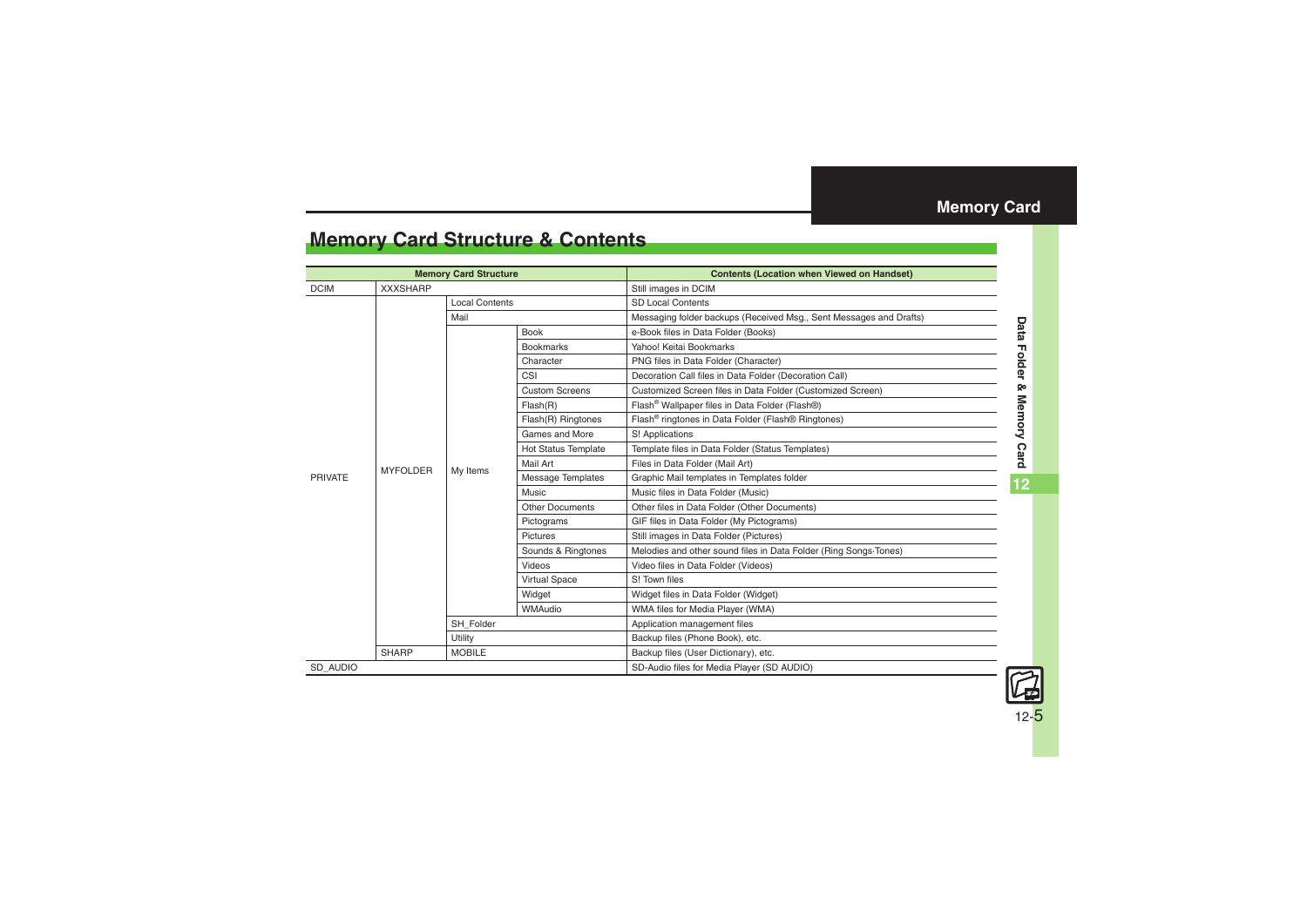## Memory Card Structure & Contents

| Memory Card Structure | | | | Contents (Location when Viewed on Handset) |
|---|---|---|---|---|
| DCIM | XXXSHARP | | | Still images in DCIM |
| PRIVATE | MYFOLDER | Local Contents | | SD Local Contents |
| | | Mail | | Messaging folder backups (Received Msg., Sent Messages and Drafts) |
| | | My Items | Book | e-Book files in Data Folder (Books) |
| | | | Bookmarks | Yahoo! Keitai Bookmarks |
| | | | Character | PNG files in Data Folder (Character) |
| | | | CSI | Decoration Call files in Data Folder (Decoration Call) |
| | | | Custom Screens | Customized Screen files in Data Folder (Customized Screen) |
| | | | Flash(R) | Flash® Wallpaper files in Data Folder (Flash®) |
| | | | Flash(R) Ringtones | Flash® ringtones in Data Folder (Flash® Ringtones) |
| | | | Games and More | S! Applications |
| | | | Hot Status Template | Template files in Data Folder (Status Templates) |
| | | | Mail Art | Files in Data Folder (Mail Art) |
| | | | Message Templates | Graphic Mail templates in Templates folder |
| | | | Music | Music files in Data Folder (Music) |
| | | | Other Documents | Other files in Data Folder (Other Documents) |
| | | | Pictograms | GIF files in Data Folder (My Pictograms) |
| | | | Pictures | Still images in Data Folder (Pictures) |
| | | | Sounds & Ringtones | Melodies and other sound files in Data Folder (Ring Songs·Tones) |
| | | | Videos | Video files in Data Folder (Videos) |
| | | | Virtual Space | S! Town files |
| | | | Widget | Widget files in Data Folder (Widget) |
| | | | WMAudio | WMA files for Media Player (WMA) |
| | | SH_Folder | | Application management files |
| | | Utility | | Backup files (Phone Book), etc. |
| | SHARP | MOBILE | | Backup files (User Dictionary), etc. |
| SD_AUDIO | | | | SD-Audio files for Media Player (SD AUDIO) |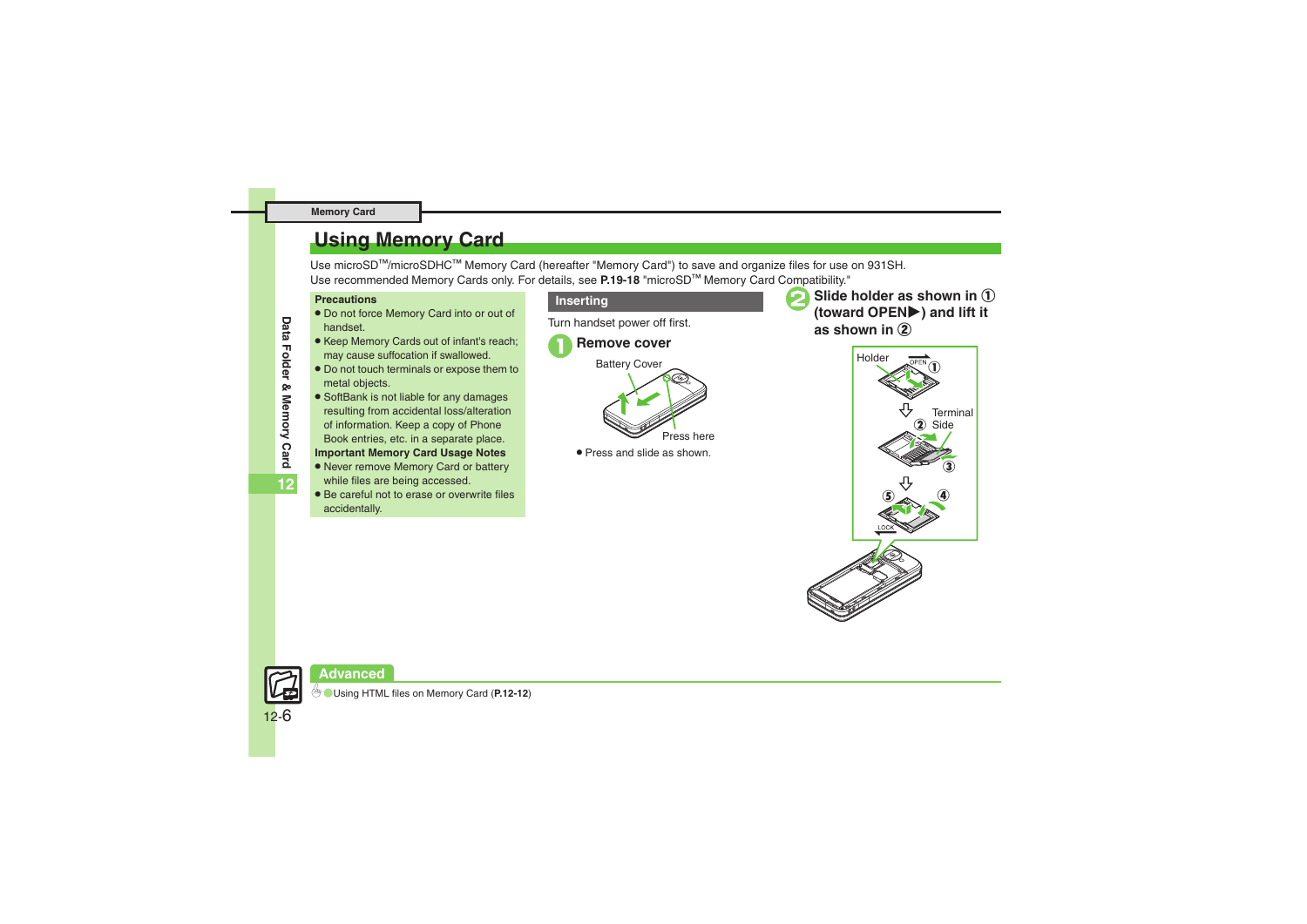# Using Memory Card

Use microSD™/microSDHC™ Memory Card (hereafter "Memory Card") to save and organize files for use on 931SH.
Use recommended Memory Cards only. For details, see **P.19-18** "microSD™ Memory Card Compatibility."

**Precautions**

- Do not force Memory Card into or out of handset.
- Keep Memory Cards out of infant's reach; may cause suffocation if swallowed.
- Do not touch terminals or expose them to metal objects.
- SoftBank is not liable for any damages resulting from accidental loss/alteration of information. Keep a copy of Phone Book entries, etc. in a separate place.

**Important Memory Card Usage Notes**

- Never remove Memory Card or battery while files are being accessed.
- Be careful not to erase or overwrite files accidentally.

## Inserting

Turn handset power off first.

### 1 Remove cover

Battery Cover

Press here

- Press and slide as shown.

### 2 Slide holder as shown in ① (toward OPEN▶) and lift it as shown in ②

Holder

OPEN ①

Terminal Side

②

③

⑤ ④

LOCK

## Advanced

Using HTML files on Memory Card (**P.12-12**)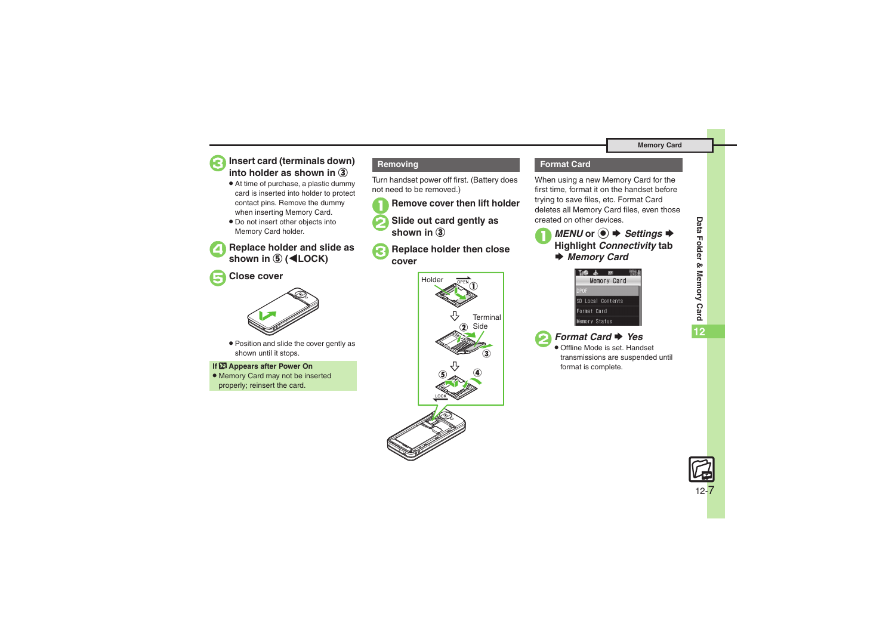**3** **Insert card (terminals down) into holder as shown in ③**

- At time of purchase, a plastic dummy card is inserted into holder to protect contact pins. Remove the dummy when inserting Memory Card.
- Do not insert other objects into Memory Card holder.

**4** **Replace holder and slide as shown in ⑤ (◀LOCK)**

**5** **Close cover**

- Position and slide the cover gently as shown until it stops.

**If Appears after Power On**

- Memory Card may not be inserted properly; reinsert the card.

## Removing

Turn handset power off first. (Battery does not need to be removed.)

**1** **Remove cover then lift holder**

**2** **Slide out card gently as shown in ③**

**3** **Replace holder then close cover**

Holder

OPEN

①

Terminal Side

②

③

④

⑤

LOCK

## Format Card

When using a new Memory Card for the first time, format it on the handset before trying to save files, etc. Format Card deletes all Memory Card files, even those created on other devices.

**1** ***MENU*** **or ● ➡ *Settings* ➡ Highlight *Connectivity* tab ➡ *Memory Card***

Memory Card

DPOF

SD Local Contents

Format Card

Memory Status

**2** ***Format Card* ➡ *Yes***

- Offline Mode is set. Handset transmissions are suspended until format is complete.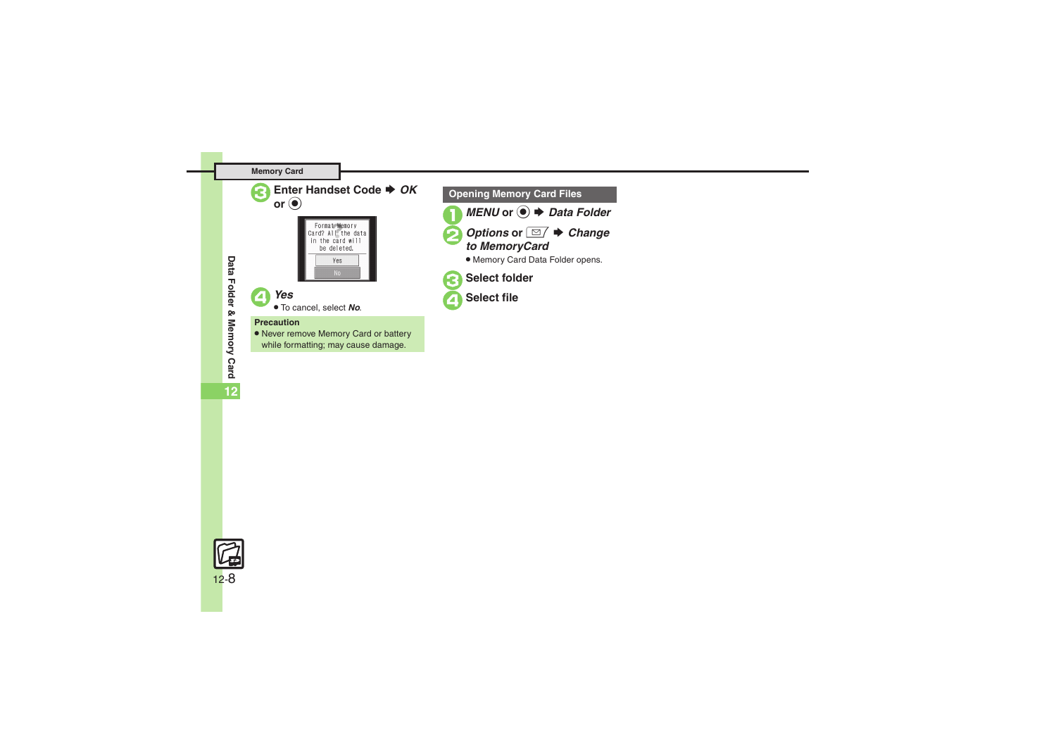## Memory Card

3. **Enter Handset Code ➡ *OK* or ◉**

   Format Memory Card? All the data in the card will be deleted.
   Yes
   No

4. ***Yes***
   - To cancel, select ***No***.

**Precaution**
- Never remove Memory Card or battery while formatting; may cause damage.

## Opening Memory Card Files

1. ***MENU* or ◉ ➡ *Data Folder***
2. ***Options* or ✉ ➡ *Change to MemoryCard***
   - Memory Card Data Folder opens.
3. **Select folder**
4. **Select file**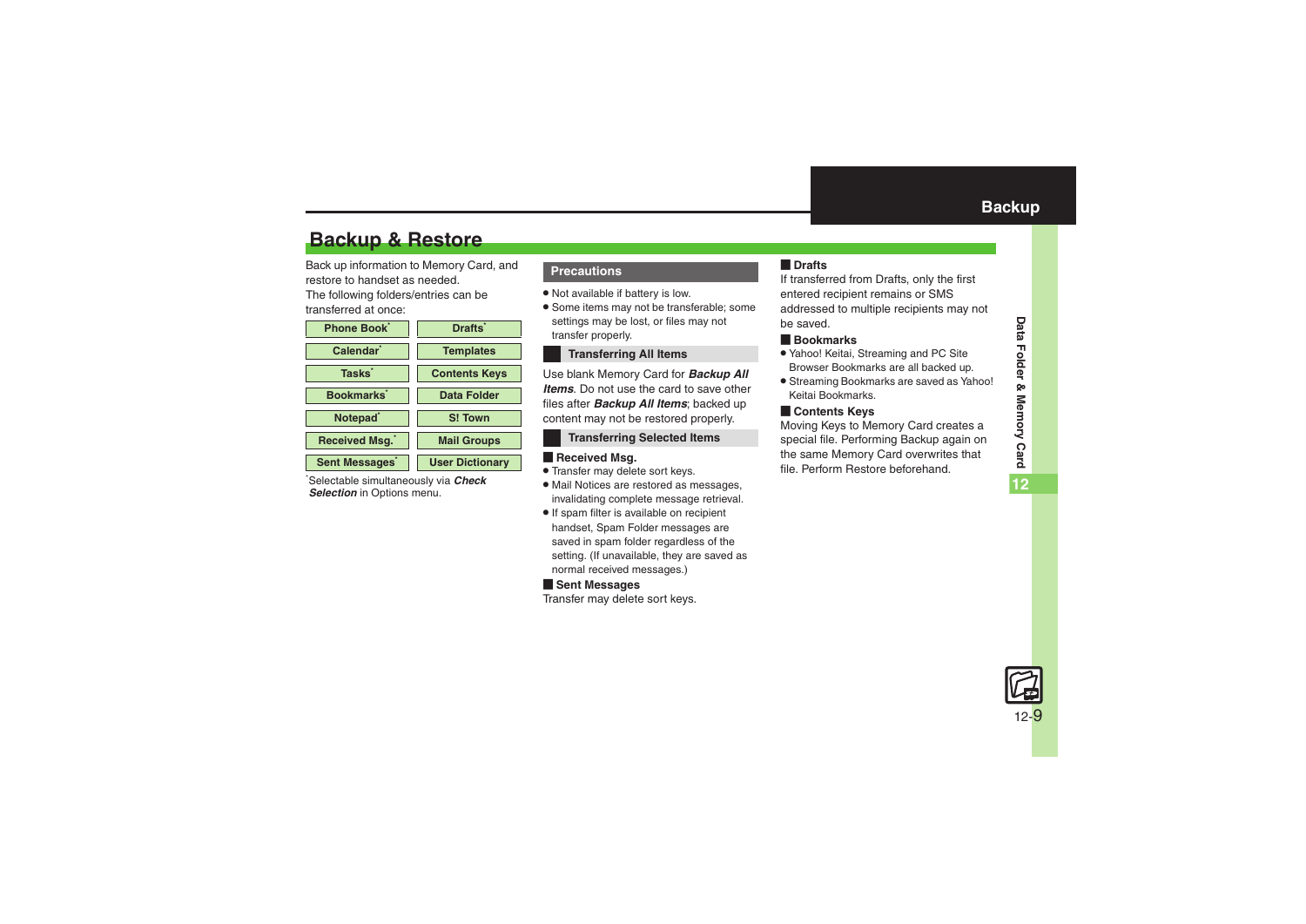## Backup & Restore

Back up information to Memory Card, and restore to handset as needed.
The following folders/entries can be transferred at once:

| | |
|---|---|
| Phone Book* | Drafts* |
| Calendar* | Templates |
| Tasks* | Contents Keys |
| Bookmarks* | Data Folder |
| Notepad* | S! Town |
| Received Msg.* | Mail Groups |
| Sent Messages* | User Dictionary |

*Selectable simultaneously via ***Check Selection*** in Options menu.

### Precautions

- Not available if battery is low.
- Some items may not be transferable; some settings may be lost, or files may not transfer properly.

#### Transferring All Items

Use blank Memory Card for ***Backup All Items***. Do not use the card to save other files after ***Backup All Items***; backed up content may not be restored properly.

#### Transferring Selected Items

**Received Msg.**

- Transfer may delete sort keys.
- Mail Notices are restored as messages, invalidating complete message retrieval.
- If spam filter is available on recipient handset, Spam Folder messages are saved in spam folder regardless of the setting. (If unavailable, they are saved as normal received messages.)

**Sent Messages**

Transfer may delete sort keys.

**Drafts**

If transferred from Drafts, only the first entered recipient remains or SMS addressed to multiple recipients may not be saved.

**Bookmarks**

- Yahoo! Keitai, Streaming and PC Site Browser Bookmarks are all backed up.
- Streaming Bookmarks are saved as Yahoo! Keitai Bookmarks.

**Contents Keys**

Moving Keys to Memory Card creates a special file. Performing Backup again on the same Memory Card overwrites that file. Perform Restore beforehand.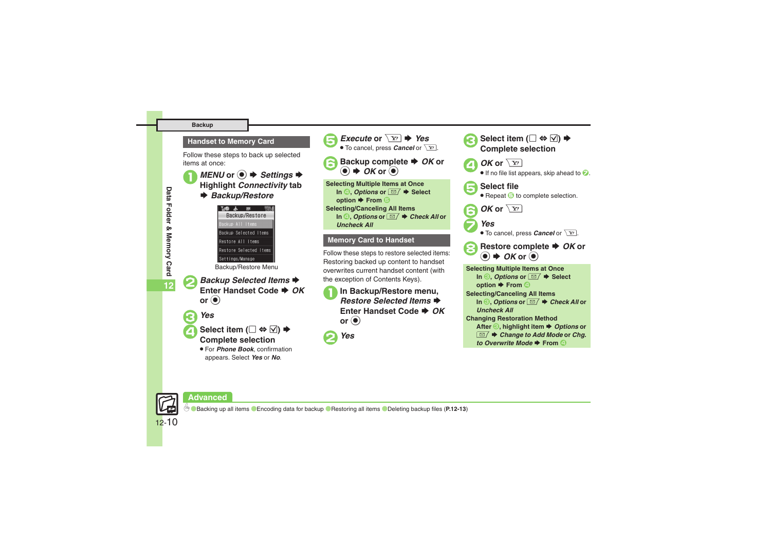## Backup

### Handset to Memory Card

Follow these steps to back up selected items at once:

1. ***MENU*** **or** ● ➡ ***Settings*** ➡ **Highlight** ***Connectivity*** **tab** ➡ ***Backup/Restore***

   Backup/Restore Menu

2. ***Backup Selected Items*** ➡ **Enter Handset Code** ➡ ***OK*** **or** ●
3. ***Yes***
4. **Select item (☐ ⇔ ☑)** ➡ **Complete selection**
   - For ***Phone Book***, confirmation appears. Select ***Yes*** or ***No***.
5. ***Execute*** **or** [Y!] ➡ ***Yes***
   - To cancel, press ***Cancel*** or [Y!].
6. **Backup complete** ➡ ***OK*** **or** ● ➡ ***OK*** **or** ●

**Selecting Multiple Items at Once**
In 4, ***Options*** or [✉] ➡ Select option ➡ From 5

**Selecting/Canceling All Items**
In 4, ***Options*** or [✉] ➡ ***Check All*** or ***Uncheck All***

### Memory Card to Handset

Follow these steps to restore selected items: Restoring backed up content to handset overwrites current handset content (with the exception of Contents Keys).

1. **In Backup/Restore menu,** ***Restore Selected Items*** ➡ **Enter Handset Code** ➡ ***OK*** **or** ●
2. ***Yes***
3. **Select item (☐ ⇔ ☑)** ➡ **Complete selection**
4. ***OK*** **or** [Y!]
   - If no file list appears, skip ahead to 7.
5. **Select file**
   - Repeat 5 to complete selection.
6. ***OK*** **or** [Y!]
7. ***Yes***
   - To cancel, press ***Cancel*** or [Y!].
8. **Restore complete** ➡ ***OK*** **or** ● ➡ ***OK*** **or** ●

**Selecting Multiple Items at Once**
In 3, ***Options*** or [✉] ➡ Select option ➡ From 4

**Selecting/Canceling All Items**
In 3, ***Options*** or [✉] ➡ ***Check All*** or ***Uncheck All***

**Changing Restoration Method**
After 3, highlight item ➡ ***Options*** or [✉] ➡ ***Change to Add Mode*** or ***Chg. to Overwrite Mode*** ➡ From 4

### Advanced

● Backing up all items ● Encoding data for backup ● Restoring all items ● Deleting backup files (**P.12-13**)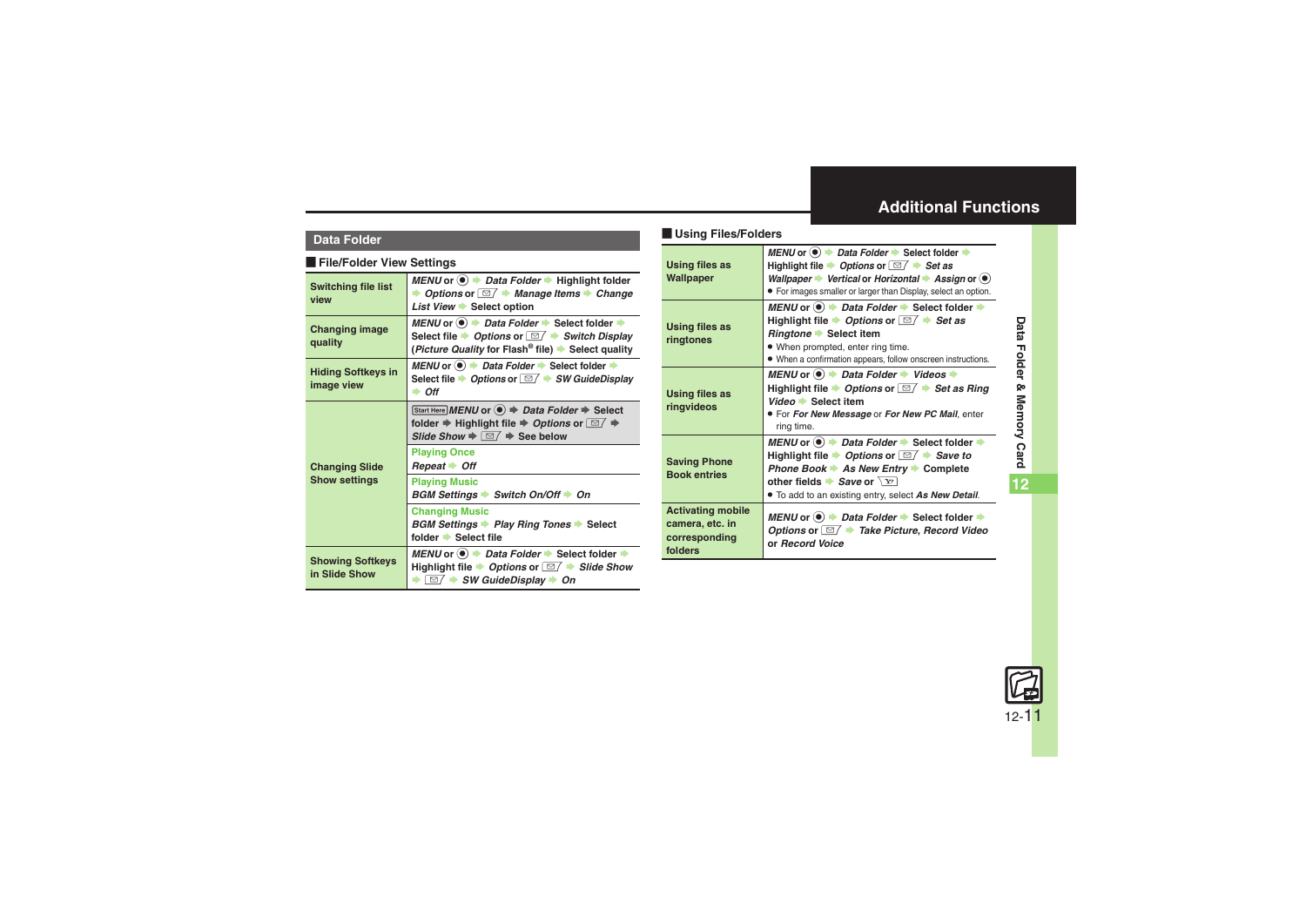# Additional Functions

## Data Folder

### File/Folder View Settings

| | |
|---|---|
| **Switching file list view** | *MENU* or ● ➡ *Data Folder* ➡ Highlight folder ➡ *Options* or ✉ ➡ *Manage Items* ➡ *Change List View* ➡ Select option |
| **Changing image quality** | *MENU* or ● ➡ *Data Folder* ➡ Select folder ➡ Select file ➡ *Options* or ✉ ➡ *Switch Display* (*Picture Quality* for Flash® file) ➡ Select quality |
| **Hiding Softkeys in image view** | *MENU* or ● ➡ *Data Folder* ➡ Select folder ➡ Select file ➡ *Options* or ✉ ➡ *SW GuideDisplay* ➡ *Off* |
| **Changing Slide Show settings** | Start Here *MENU* or ● ➡ *Data Folder* ➡ Select folder ➡ Highlight file ➡ *Options* or ✉ ➡ *Slide Show* ➡ ✉ ➡ See below |
| | Playing Once<br>*Repeat* ➡ *Off* |
| | Playing Music<br>*BGM Settings* ➡ *Switch On/Off* ➡ *On* |
| | Changing Music<br>*BGM Settings* ➡ *Play Ring Tones* ➡ Select folder ➡ Select file |
| **Showing Softkeys in Slide Show** | *MENU* or ● ➡ *Data Folder* ➡ Select folder ➡ Highlight file ➡ *Options* or ✉ ➡ *Slide Show* ➡ ✉ ➡ *SW GuideDisplay* ➡ *On* |

### Using Files/Folders

| | |
|---|---|
| **Using files as Wallpaper** | *MENU* or ● ➡ *Data Folder* ➡ Select folder ➡ Highlight file ➡ *Options* or ✉ ➡ *Set as Wallpaper* ➡ *Vertical* or *Horizontal* ➡ *Assign* or ●<br>● For images smaller or larger than Display, select an option. |
| **Using files as ringtones** | *MENU* or ● ➡ *Data Folder* ➡ Select folder ➡ Highlight file ➡ *Options* or ✉ ➡ *Set as Ringtone* ➡ Select item<br>● When prompted, enter ring time.<br>● When a confirmation appears, follow onscreen instructions. |
| **Using files as ringvideos** | *MENU* or ● ➡ *Data Folder* ➡ *Videos* ➡ Highlight file ➡ *Options* or ✉ ➡ *Set as Ring Video* ➡ Select item<br>● For *For New Message* or *For New PC Mail*, enter ring time. |
| **Saving Phone Book entries** | *MENU* or ● ➡ *Data Folder* ➡ Select folder ➡ Highlight file ➡ *Options* or ✉ ➡ *Save to Phone Book* ➡ *As New Entry* ➡ Complete other fields ➡ *Save* or Y!<br>● To add to an existing entry, select *As New Detail*. |
| **Activating mobile camera, etc. in corresponding folders** | *MENU* or ● ➡ *Data Folder* ➡ Select folder ➡ *Options* or ✉ ➡ *Take Picture*, *Record Video* or *Record Voice* |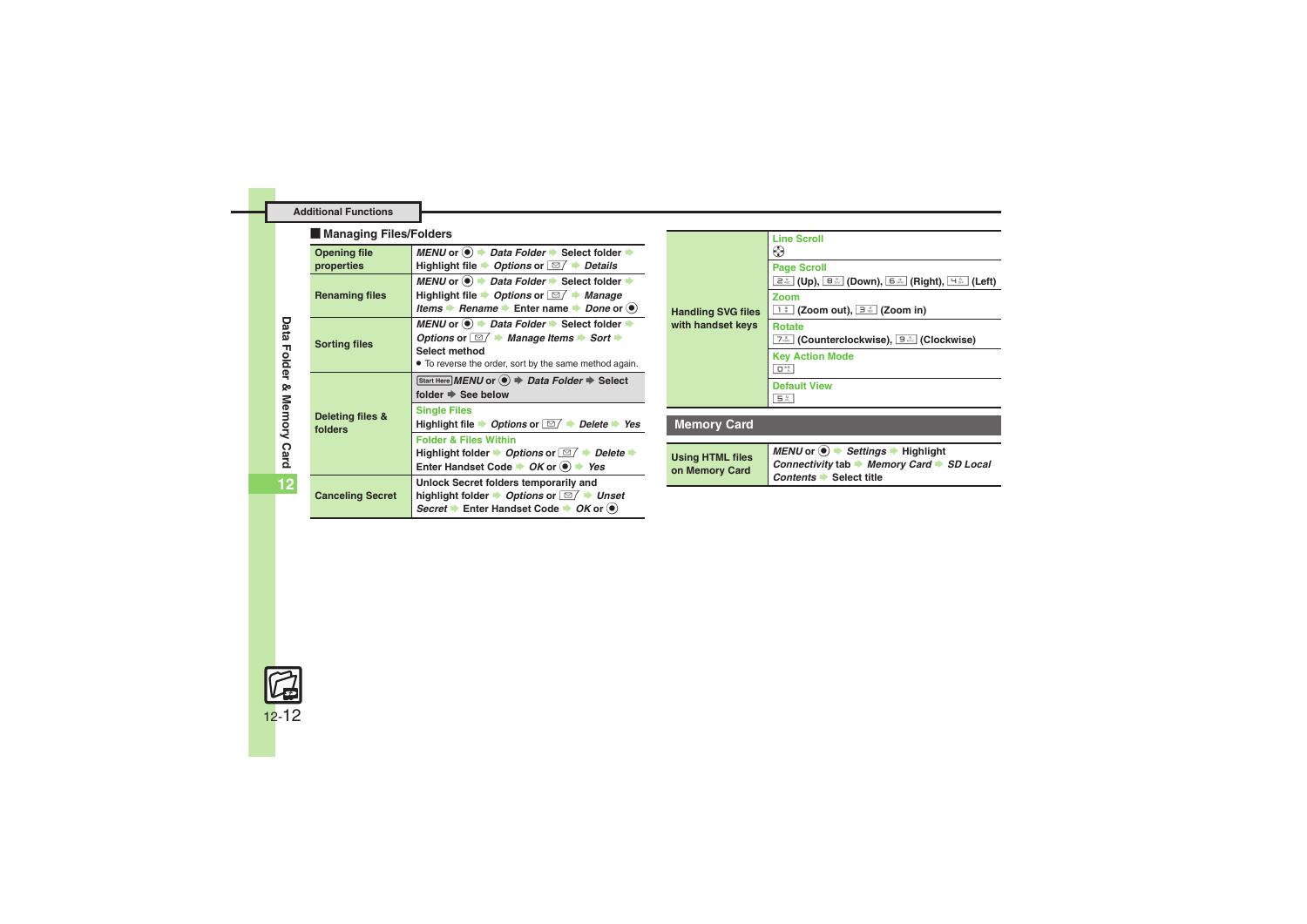## Additional Functions

### Managing Files/Folders

| | |
|---|---|
| **Opening file properties** | *MENU* or ● ➡ *Data Folder* ➡ Select folder ➡ Highlight file ➡ *Options* or ✉ ➡ *Details* |
| **Renaming files** | *MENU* or ● ➡ *Data Folder* ➡ Select folder ➡ Highlight file ➡ *Options* or ✉ ➡ *Manage Items* ➡ *Rename* ➡ Enter name ➡ *Done* or ● |
| **Sorting files** | *MENU* or ● ➡ *Data Folder* ➡ Select folder ➡ *Options* or ✉ ➡ *Manage Items* ➡ *Sort* ➡ Select method<br>• To reverse the order, sort by the same method again. |
| **Deleting files & folders** | Start Here *MENU* or ● ➡ *Data Folder* ➡ Select folder ➡ See below<br>**Single Files**<br>Highlight file ➡ *Options* or ✉ ➡ *Delete* ➡ *Yes*<br>**Folder & Files Within**<br>Highlight folder ➡ *Options* or ✉ ➡ *Delete* ➡ Enter Handset Code ➡ *OK* or ● ➡ *Yes* |
| **Canceling Secret** | Unlock Secret folders temporarily and highlight folder ➡ *Options* or ✉ ➡ *Unset Secret* ➡ Enter Handset Code ➡ *OK* or ● |
| **Handling SVG files with handset keys** | **Line Scroll**<br>✥<br>**Page Scroll**<br>2 (Up), 8 (Down), 6 (Right), 4 (Left)<br>**Zoom**<br>1 (Zoom out), 3 (Zoom in)<br>**Rotate**<br>7 (Counterclockwise), 9 (Clockwise)<br>**Key Action Mode**<br>0<br>**Default View**<br>5 |

### Memory Card

| | |
|---|---|
| **Using HTML files on Memory Card** | *MENU* or ● ➡ *Settings* ➡ Highlight *Connectivity* tab ➡ *Memory Card* ➡ *SD Local Contents* ➡ Select title |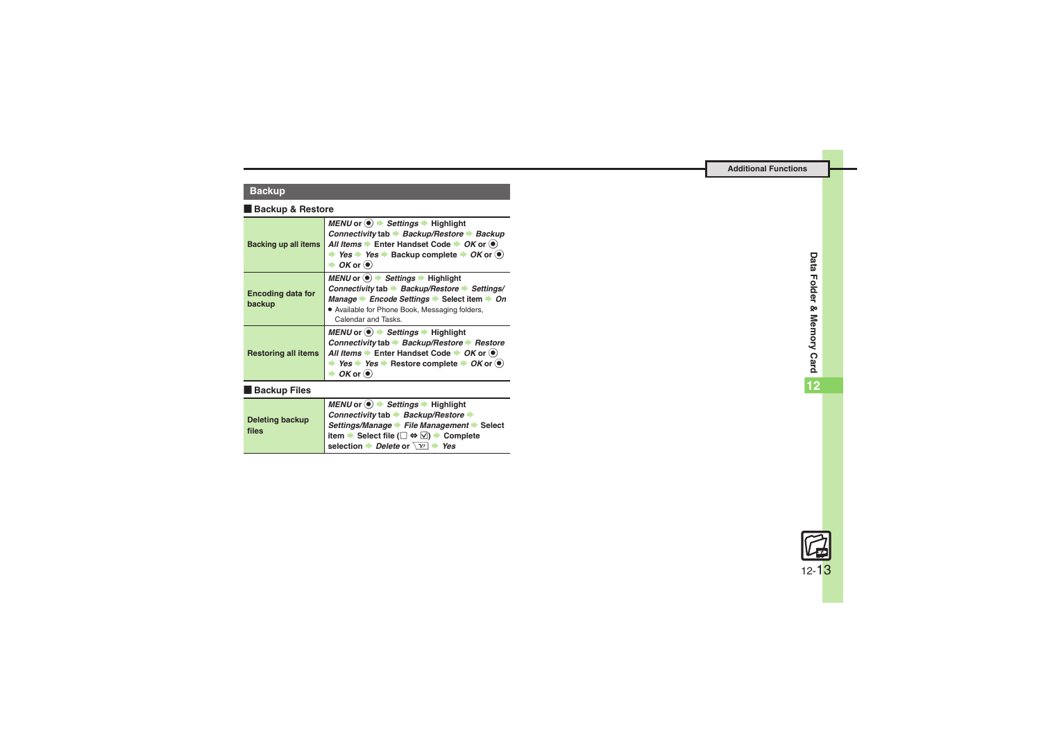## Backup

### Backup & Restore

| | |
|---|---|
| **Backing up all items** | *MENU* or ◉ ➡ *Settings* ➡ Highlight *Connectivity* tab ➡ *Backup/Restore* ➡ *Backup All Items* ➡ Enter Handset Code ➡ *OK* or ◉ ➡ *Yes* ➡ *Yes* ➡ Backup complete ➡ *OK* or ◉ ➡ *OK* or ◉ |
| **Encoding data for backup** | *MENU* or ◉ ➡ *Settings* ➡ Highlight *Connectivity* tab ➡ *Backup/Restore* ➡ *Settings/ Manage* ➡ *Encode Settings* ➡ Select item ➡ *On*<br>• Available for Phone Book, Messaging folders, Calendar and Tasks. |
| **Restoring all items** | *MENU* or ◉ ➡ *Settings* ➡ Highlight *Connectivity* tab ➡ *Backup/Restore* ➡ *Restore All Items* ➡ Enter Handset Code ➡ *OK* or ◉ ➡ *Yes* ➡ *Yes* ➡ Restore complete ➡ *OK* or ◉ ➡ *OK* or ◉ |

### Backup Files

| | |
|---|---|
| **Deleting backup files** | *MENU* or ◉ ➡ *Settings* ➡ Highlight *Connectivity* tab ➡ *Backup/Restore* ➡ *Settings/Manage* ➡ *File Management* ➡ Select item ➡ Select file (☐ ⇔ ☑) ➡ Complete selection ➡ *Delete* or ⌐Y'⌐ ➡ *Yes* |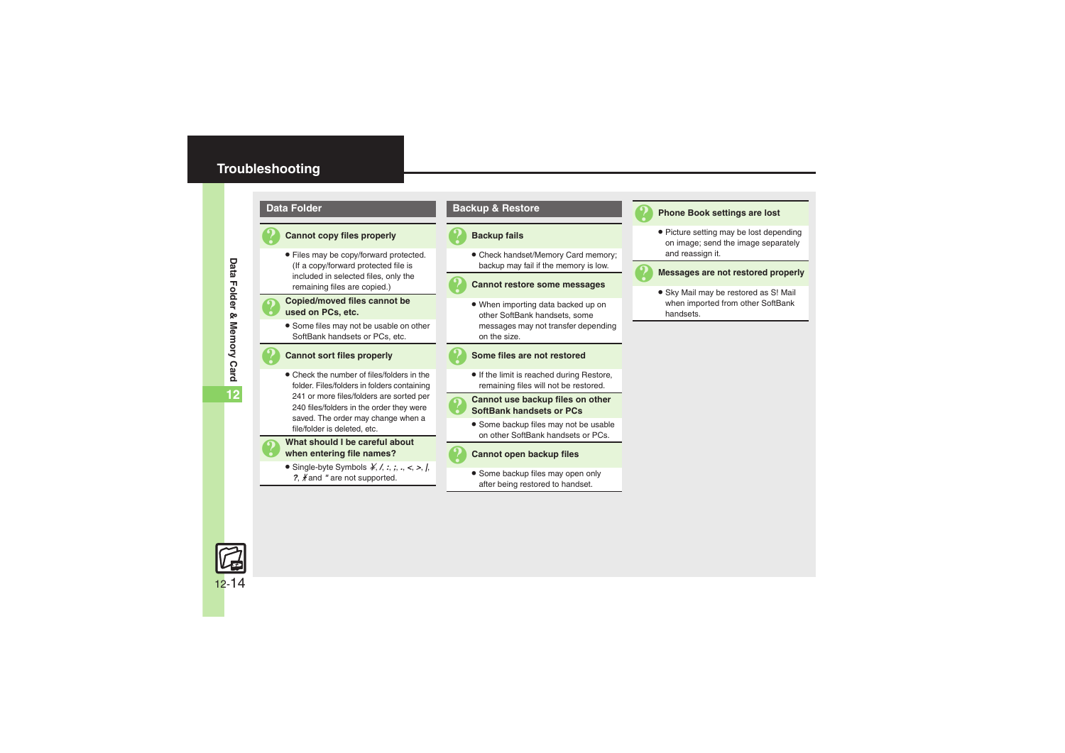# Troubleshooting

## Data Folder

### Cannot copy files properly

- Files may be copy/forward protected. (If a copy/forward protected file is included in selected files, only the remaining files are copied.)

### Copied/moved files cannot be used on PCs, etc.

- Some files may not be usable on other SoftBank handsets or PCs, etc.

### Cannot sort files properly

- Check the number of files/folders in the folder. Files/folders in folders containing 241 or more files/folders are sorted per 240 files/folders in the order they were saved. The order may change when a file/folder is deleted, etc.

### What should I be careful about when entering file names?

- Single-byte Symbols ¥, /, :, ;, ., <, >, |, ?, ¥ and " are not supported.

## Backup & Restore

### Backup fails

- Check handset/Memory Card memory; backup may fail if the memory is low.

### Cannot restore some messages

- When importing data backed up on other SoftBank handsets, some messages may not transfer depending on the size.

### Some files are not restored

- If the limit is reached during Restore, remaining files will not be restored.

### Cannot use backup files on other SoftBank handsets or PCs

- Some backup files may not be usable on other SoftBank handsets or PCs.

### Cannot open backup files

- Some backup files may open only after being restored to handset.

### Phone Book settings are lost

- Picture setting may be lost depending on image; send the image separately and reassign it.

### Messages are not restored properly

- Sky Mail may be restored as S! Mail when imported from other SoftBank handsets.